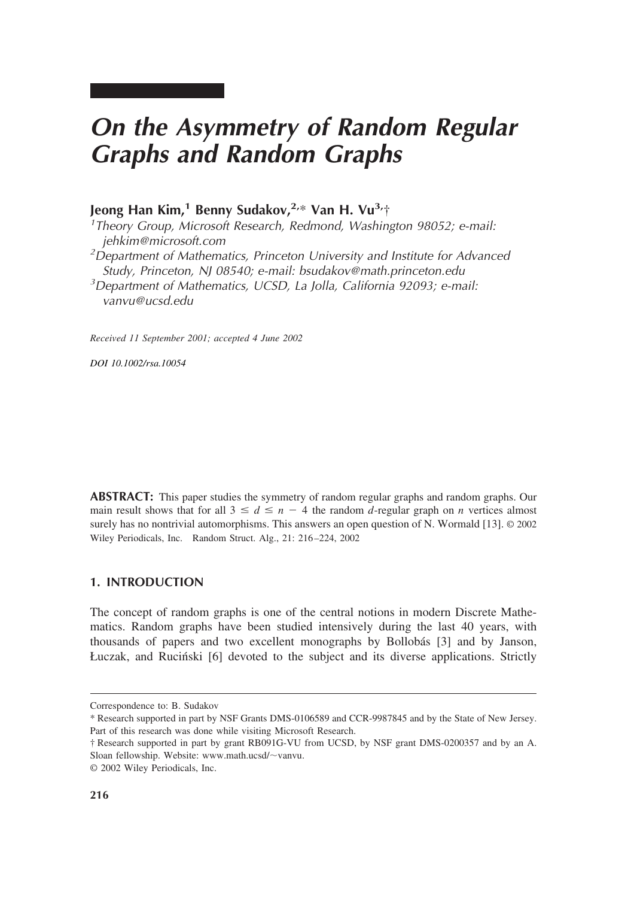# On the Asymmetry of Random Regular Graphs and Random Graphs

**Jeong Han Kim,[1] Benny Sudakov,[2,*] Van H. Vu[3,†]**

[1]*Theory Group, Microsoft Research, Redmond, Washington 98052; e-mail: jehkim@microsoft.com*

[2]*Department of Mathematics, Princeton University and Institute for Advanced Study, Princeton, NJ 08540; e-mail: bsudakov@math.princeton.edu*

[3]*Department of Mathematics, UCSD, La Jolla, California 92093; e-mail: vanvu@ucsd.edu*

*Received 11 September 2001; accepted 4 June 2002*

*DOI 10.1002/rsa.10054*

**ABSTRACT:** This paper studies the symmetry of random regular graphs and random graphs. Our main result shows that for all $3 \le d \le n - 4$ the random $d$-regular graph on $n$ vertices almost surely has no nontrivial automorphisms. This answers an open question of N. Wormald [13]. © 2002 Wiley Periodicals, Inc. Random Struct. Alg., 21: 216–224, 2002

## 1. INTRODUCTION

The concept of random graphs is one of the central notions in modern Discrete Mathematics. Random graphs have been studied intensively during the last 40 years, with thousands of papers and two excellent monographs by Bollobás [3] and by Janson, Łuczak, and Ruciński [6] devoted to the subject and its diverse applications. Strictly

---

Correspondence to: B. Sudakov

\* Research supported in part by NSF Grants DMS-0106589 and CCR-9987845 and by the State of New Jersey. Part of this research was done while visiting Microsoft Research.

† Research supported in part by grant RB091G-VU from UCSD, by NSF grant DMS-0200357 and by an A. Sloan fellowship. Website: www.math.ucsd/~vanvu.

© 2002 Wiley Periodicals, Inc.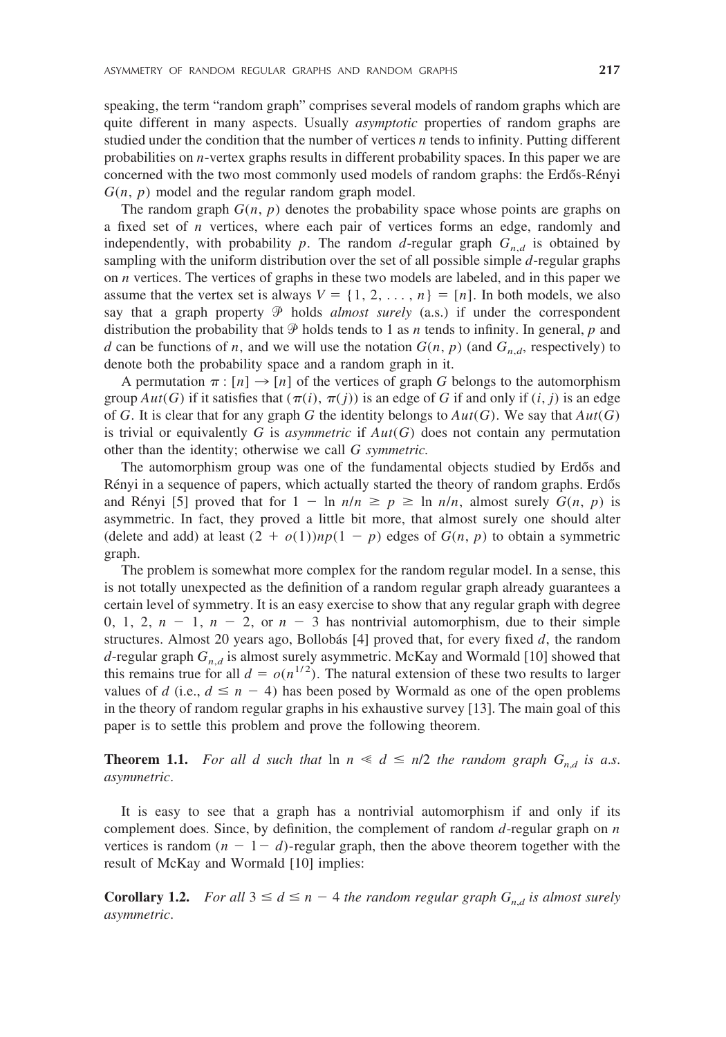speaking, the term "random graph" comprises several models of random graphs which are quite different in many aspects. Usually *asymptotic* properties of random graphs are studied under the condition that the number of vertices $n$ tends to infinity. Putting different probabilities on $n$-vertex graphs results in different probability spaces. In this paper we are concerned with the two most commonly used models of random graphs: the Erdős-Rényi $G(n, p)$ model and the regular random graph model.

The random graph $G(n, p)$ denotes the probability space whose points are graphs on a fixed set of $n$ vertices, where each pair of vertices forms an edge, randomly and independently, with probability $p$. The random $d$-regular graph $G_{n,d}$ is obtained by sampling with the uniform distribution over the set of all possible simple $d$-regular graphs on $n$ vertices. The vertices of graphs in these two models are labeled, and in this paper we assume that the vertex set is always $V = \{1, 2, \ldots, n\} = [n]$. In both models, we also say that a graph property $\mathcal{P}$ holds *almost surely* (a.s.) if under the correspondent distribution the probability that $\mathcal{P}$ holds tends to 1 as $n$ tends to infinity. In general, $p$ and $d$ can be functions of $n$, and we will use the notation $G(n, p)$ (and $G_{n,d}$, respectively) to denote both the probability space and a random graph in it.

A permutation $\pi : [n] \rightarrow [n]$ of the vertices of graph $G$ belongs to the automorphism group $Aut(G)$ if it satisfies that $(\pi(i), \pi(j))$ is an edge of $G$ if and only if $(i, j)$ is an edge of $G$. It is clear that for any graph $G$ the identity belongs to $Aut(G)$. We say that $Aut(G)$ is trivial or equivalently $G$ is *asymmetric* if $Aut(G)$ does not contain any permutation other than the identity; otherwise we call $G$ *symmetric.*

The automorphism group was one of the fundamental objects studied by Erdős and Rényi in a sequence of papers, which actually started the theory of random graphs. Erdős and Rényi [5] proved that for $1 - \ln n/n \geq p \geq \ln n/n$, almost surely $G(n, p)$ is asymmetric. In fact, they proved a little bit more, that almost surely one should alter (delete and add) at least $(2 + o(1))np(1 - p)$ edges of $G(n, p)$ to obtain a symmetric graph.

The problem is somewhat more complex for the random regular model. In a sense, this is not totally unexpected as the definition of a random regular graph already guarantees a certain level of symmetry. It is an easy exercise to show that any regular graph with degree $0, 1, 2, n - 1, n - 2$, or $n - 3$ has nontrivial automorphism, due to their simple structures. Almost 20 years ago, Bollobás [4] proved that, for every fixed $d$, the random $d$-regular graph $G_{n,d}$ is almost surely asymmetric. McKay and Wormald [10] showed that this remains true for all $d = o(n^{1/2})$. The natural extension of these two results to larger values of $d$ (i.e., $d \leq n - 4$) has been posed by Wormald as one of the open problems in the theory of random regular graphs in his exhaustive survey [13]. The main goal of this paper is to settle this problem and prove the following theorem.

**Theorem 1.1.** *For all $d$ such that $\ln n \ll d \leq n/2$ the random graph $G_{n,d}$ is a.s. asymmetric.*

It is easy to see that a graph has a nontrivial automorphism if and only if its complement does. Since, by definition, the complement of random $d$-regular graph on $n$ vertices is random $(n - 1 - d)$-regular graph, then the above theorem together with the result of McKay and Wormald [10] implies:

**Corollary 1.2.** *For all $3 \leq d \leq n - 4$ the random regular graph $G_{n,d}$ is almost surely asymmetric.*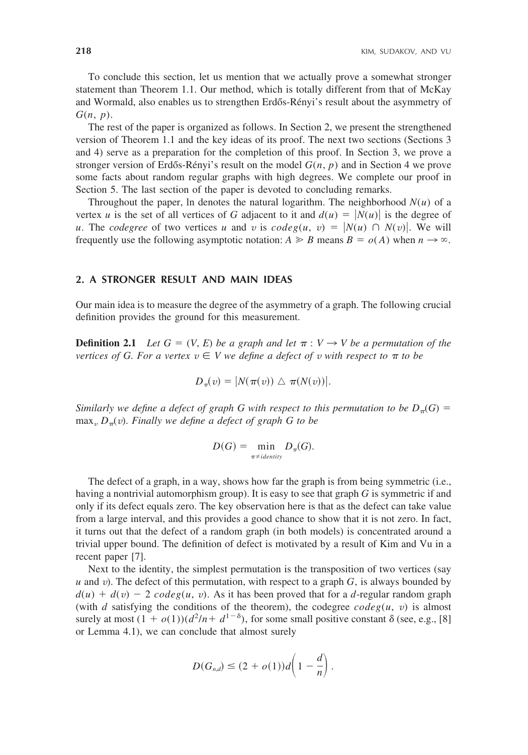To conclude this section, let us mention that we actually prove a somewhat stronger statement than Theorem 1.1. Our method, which is totally different from that of McKay and Wormald, also enables us to strengthen Erdős-Rényi's result about the asymmetry of $G(n, p)$.

The rest of the paper is organized as follows. In Section 2, we present the strengthened version of Theorem 1.1 and the key ideas of its proof. The next two sections (Sections 3 and 4) serve as a preparation for the completion of this proof. In Section 3, we prove a stronger version of Erdős-Rényi's result on the model $G(n, p)$ and in Section 4 we prove some facts about random regular graphs with high degrees. We complete our proof in Section 5. The last section of the paper is devoted to concluding remarks.

Throughout the paper, ln denotes the natural logarithm. The neighborhood $N(u)$ of a vertex $u$ is the set of all vertices of $G$ adjacent to it and $d(u) = |N(u)|$ is the degree of $u$. The *codegree* of two vertices $u$ and $v$ is $codeg(u, v) = |N(u) \cap N(v)|$. We will frequently use the following asymptotic notation: $A \gg B$ means $B = o(A)$ when $n \to \infty$.

## 2. A STRONGER RESULT AND MAIN IDEAS

Our main idea is to measure the degree of the asymmetry of a graph. The following crucial definition provides the ground for this measurement.

**Definition 2.1** *Let $G = (V, E)$ be a graph and let $\pi : V \to V$ be a permutation of the vertices of $G$. For a vertex $v \in V$ we define a defect of $v$ with respect to $\pi$ to be*

$$D_\pi(v) = |N(\pi(v)) \triangle \pi(N(v))|.$$

*Similarly we define a defect of graph $G$ with respect to this permutation to be $D_\pi(G) = \max_v D_\pi(v)$. Finally we define a defect of graph $G$ to be*

$$D(G) = \min_{\pi \neq identity} D_\pi(G).$$

The defect of a graph, in a way, shows how far the graph is from being symmetric (i.e., having a nontrivial automorphism group). It is easy to see that graph $G$ is symmetric if and only if its defect equals zero. The key observation here is that as the defect can take value from a large interval, and this provides a good chance to show that it is not zero. In fact, it turns out that the defect of a random graph (in both models) is concentrated around a trivial upper bound. The definition of defect is motivated by a result of Kim and Vu in a recent paper [7].

Next to the identity, the simplest permutation is the transposition of two vertices (say $u$ and $v$). The defect of this permutation, with respect to a graph $G$, is always bounded by $d(u) + d(v) - 2\, codeg(u, v)$. As it has been proved that for a $d$-regular random graph (with $d$ satisfying the conditions of the theorem), the codegree $codeg(u, v)$ is almost surely at most $(1 + o(1))(d^2/n + d^{1-\delta})$, for some small positive constant $\delta$ (see, e.g., [8] or Lemma 4.1), we can conclude that almost surely

$$D(G_{n,d}) \leq (2 + o(1))d\left(1 - \frac{d}{n}\right).$$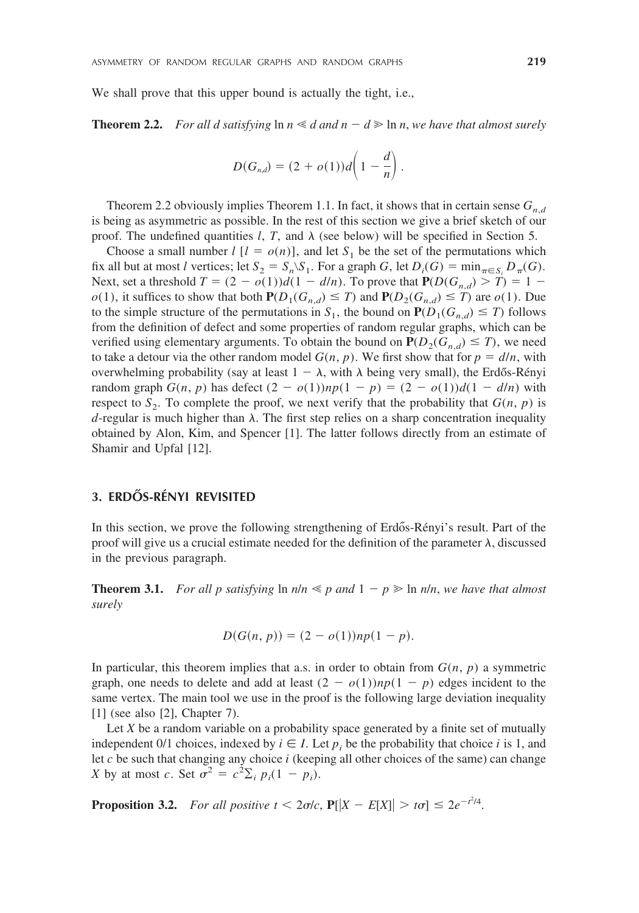We shall prove that this upper bound is actually the tight, i.e.,

**Theorem 2.2.** *For all $d$ satisfying $\ln n \ll d$ and $n - d \gg \ln n$, we have that almost surely*

$$D(G_{n,d}) = (2 + o(1))d\left(1 - \frac{d}{n}\right).$$

Theorem 2.2 obviously implies Theorem 1.1. In fact, it shows that in certain sense $G_{n,d}$ is being as asymmetric as possible. In the rest of this section we give a brief sketch of our proof. The undefined quantities $l$, $T$, and $\lambda$ (see below) will be specified in Section 5.

Choose a small number $l$ [$l = o(n)$], and let $S_1$ be the set of the permutations which fix all but at most $l$ vertices; let $S_2 = S_n \backslash S_1$. For a graph $G$, let $D_i(G) = \min_{\pi \in S_i} D_\pi(G)$. Next, set a threshold $T = (2 - o(1))d(1 - d/n)$. To prove that $\mathbf{P}(D(G_{n,d}) > T) = 1 - o(1)$, it suffices to show that both $\mathbf{P}(D_1(G_{n,d}) \leq T)$ and $\mathbf{P}(D_2(G_{n,d}) \leq T)$ are $o(1)$. Due to the simple structure of the permutations in $S_1$, the bound on $\mathbf{P}(D_1(G_{n,d}) \leq T)$ follows from the definition of defect and some properties of random regular graphs, which can be verified using elementary arguments. To obtain the bound on $\mathbf{P}(D_2(G_{n,d}) \leq T)$, we need to take a detour via the other random model $G(n, p)$. We first show that for $p = d/n$, with overwhelming probability (say at least $1 - \lambda$, with $\lambda$ being very small), the Erdős-Rényi random graph $G(n, p)$ has defect $(2 - o(1))np(1 - p) = (2 - o(1))d(1 - d/n)$ with respect to $S_2$. To complete the proof, we next verify that the probability that $G(n, p)$ is $d$-regular is much higher than $\lambda$. The first step relies on a sharp concentration inequality obtained by Alon, Kim, and Spencer [1]. The latter follows directly from an estimate of Shamir and Upfal [12].

## 3. ERDŐS-RÉNYI REVISITED

In this section, we prove the following strengthening of Erdős-Rényi's result. Part of the proof will give us a crucial estimate needed for the definition of the parameter $\lambda$, discussed in the previous paragraph.

**Theorem 3.1.** *For all $p$ satisfying $\ln n/n \ll p$ and $1 - p \gg \ln n/n$, we have that almost surely*

$$D(G(n, p)) = (2 - o(1))np(1 - p).$$

In particular, this theorem implies that a.s. in order to obtain from $G(n, p)$ a symmetric graph, one needs to delete and add at least $(2 - o(1))np(1 - p)$ edges incident to the same vertex. The main tool we use in the proof is the following large deviation inequality [1] (see also [2], Chapter 7).

Let $X$ be a random variable on a probability space generated by a finite set of mutually independent 0/1 choices, indexed by $i \in I$. Let $p_i$ be the probability that choice $i$ is 1, and let $c$ be such that changing any choice $i$ (keeping all other choices of the same) can change $X$ by at most $c$. Set $\sigma^2 = c^2 \sum_i p_i(1 - p_i)$.

**Proposition 3.2.** *For all positive $t < 2\sigma/c$, $\mathbf{P}[|X - E[X]| > t\sigma] \leq 2e^{-t^2/4}$.*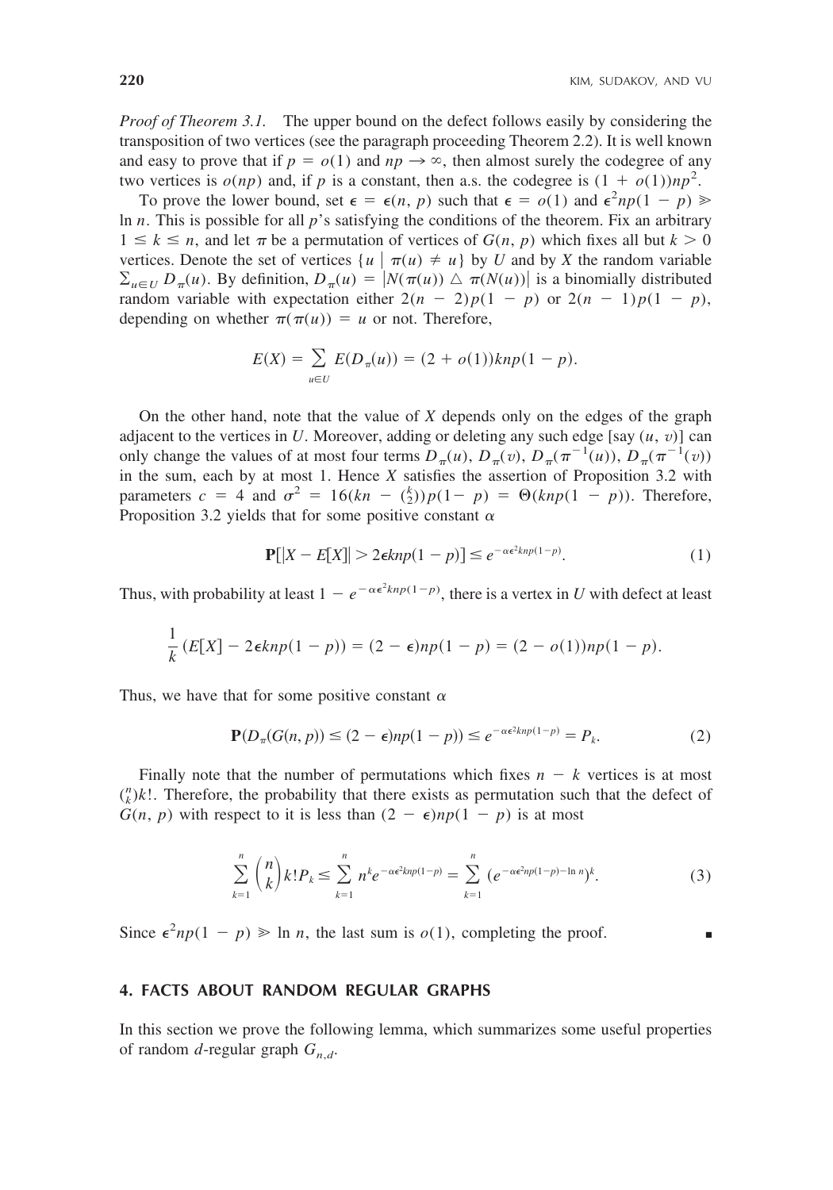*Proof of Theorem 3.1.* The upper bound on the defect follows easily by considering the transposition of two vertices (see the paragraph proceeding Theorem 2.2). It is well known and easy to prove that if $p = o(1)$ and $np \to \infty$, then almost surely the codegree of any two vertices is $o(np)$ and, if $p$ is a constant, then a.s. the codegree is $(1 + o(1))np^2$.

To prove the lower bound, set $\epsilon = \epsilon(n, p)$ such that $\epsilon = o(1)$ and $\epsilon^2 np(1 - p) \gg \ln n$. This is possible for all $p$'s satisfying the conditions of the theorem. Fix an arbitrary $1 \le k \le n$, and let $\pi$ be a permutation of vertices of $G(n, p)$ which fixes all but $k > 0$ vertices. Denote the set of vertices $\{u \mid \pi(u) \ne u\}$ by $U$ and by $X$ the random variable $\sum_{u \in U} D_\pi(u)$. By definition, $D_\pi(u) = |N(\pi(u)) \triangle \pi(N(u))|$ is a binomially distributed random variable with expectation either $2(n - 2)p(1 - p)$ or $2(n - 1)p(1 - p)$, depending on whether $\pi(\pi(u)) = u$ or not. Therefore,

$$E(X) = \sum_{u \in U} E(D_\pi(u)) = (2 + o(1))knp(1 - p).$$

On the other hand, note that the value of $X$ depends only on the edges of the graph adjacent to the vertices in $U$. Moreover, adding or deleting any such edge [say $(u, v)$] can only change the values of at most four terms $D_\pi(u)$, $D_\pi(v)$, $D_\pi(\pi^{-1}(u))$, $D_\pi(\pi^{-1}(v))$ in the sum, each by at most 1. Hence $X$ satisfies the assertion of Proposition 3.2 with parameters $c = 4$ and $\sigma^2 = 16(kn - \binom{k}{2})p(1 - p) = \Theta(knp(1 - p))$. Therefore, Proposition 3.2 yields that for some positive constant $\alpha$

$$\mathbf{P}[|X - E[X]| > 2\epsilon knp(1 - p)] \le e^{-\alpha\epsilon^2 knp(1-p)}. \tag{1}$$

Thus, with probability at least $1 - e^{-\alpha\epsilon^2 knp(1-p)}$, there is a vertex in $U$ with defect at least

$$\frac{1}{k}\left(E[X] - 2\epsilon knp(1 - p)\right) = (2 - \epsilon)np(1 - p) = (2 - o(1))np(1 - p).$$

Thus, we have that for some positive constant $\alpha$

$$\mathbf{P}(D_\pi(G(n, p)) \le (2 - \epsilon)np(1 - p)) \le e^{-\alpha\epsilon^2 knp(1-p)} = P_k. \tag{2}$$

Finally note that the number of permutations which fixes $n - k$ vertices is at most $\binom{n}{k}k!$. Therefore, the probability that there exists as permutation such that the defect of $G(n, p)$ with respect to it is less than $(2 - \epsilon)np(1 - p)$ is at most

$$\sum_{k=1}^{n} \binom{n}{k} k! P_k \le \sum_{k=1}^{n} n^k e^{-\alpha\epsilon^2 knp(1-p)} = \sum_{k=1}^{n} \left(e^{-\alpha\epsilon^2 np(1-p) - \ln n}\right)^k. \tag{3}$$

Since $\epsilon^2 np(1 - p) \gg \ln n$, the last sum is $o(1)$, completing the proof. ∎

## 4. FACTS ABOUT RANDOM REGULAR GRAPHS

In this section we prove the following lemma, which summarizes some useful properties of random $d$-regular graph $G_{n,d}$.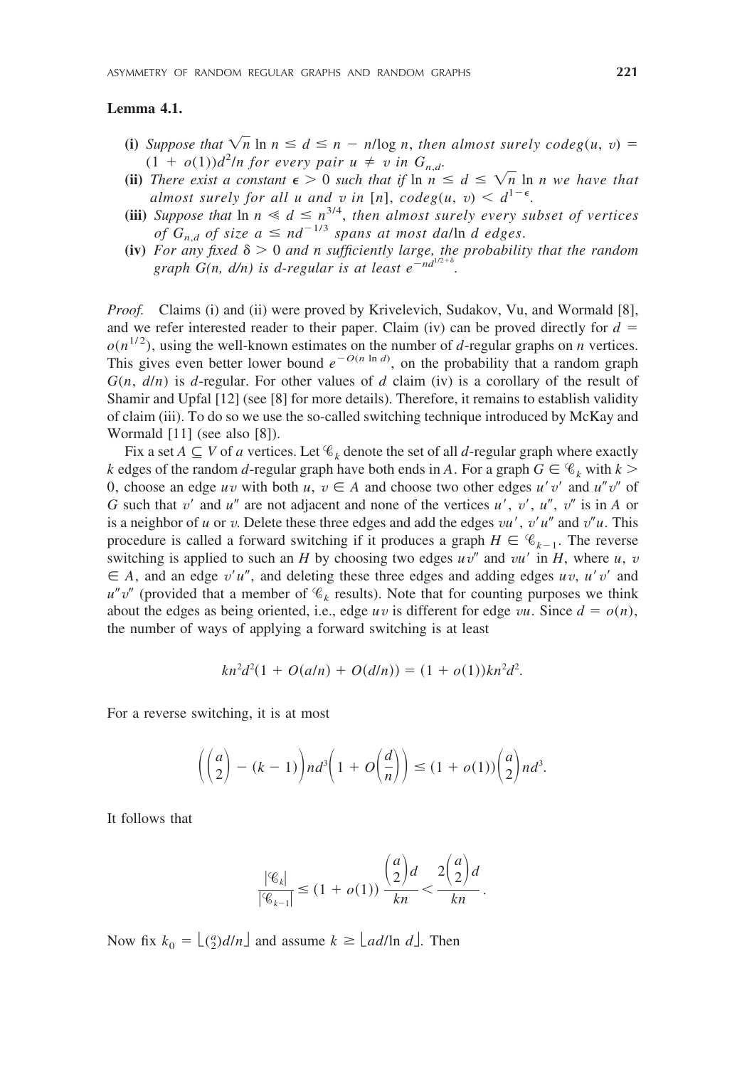**Lemma 4.1.**

- **(i)** *Suppose that* $\sqrt{n}\ln n \le d \le n - n/\log n$, *then almost surely* $codeg(u, v) = (1 + o(1))d^2/n$ *for every pair* $u \ne v$ *in* $G_{n,d}$.
- **(ii)** *There exist a constant* $\epsilon > 0$ *such that if* $\ln n \le d \le \sqrt{n}\ln n$ *we have that almost surely for all* $u$ *and* $v$ *in* $[n]$, $codeg(u, v) < d^{1-\epsilon}$.
- **(iii)** *Suppose that* $\ln n \ll d \le n^{3/4}$, *then almost surely every subset of vertices of* $G_{n,d}$ *of size* $a \le nd^{-1/3}$ *spans at most* $da/\ln d$ *edges.*
- **(iv)** *For any fixed* $\delta > 0$ *and* $n$ *sufficiently large, the probability that the random graph* $G(n, d/n)$ *is* $d$*-regular is at least* $e^{-nd^{1/2+\delta}}$.

*Proof.* Claims (i) and (ii) were proved by Krivelevich, Sudakov, Vu, and Wormald [8], and we refer interested reader to their paper. Claim (iv) can be proved directly for $d = o(n^{1/2})$, using the well-known estimates on the number of $d$-regular graphs on $n$ vertices. This gives even better lower bound $e^{-O(n \ln d)}$, on the probability that a random graph $G(n, d/n)$ is $d$-regular. For other values of $d$ claim (iv) is a corollary of the result of Shamir and Upfal [12] (see [8] for more details). Therefore, it remains to establish validity of claim (iii). To do so we use the so-called switching technique introduced by McKay and Wormald [11] (see also [8]).

Fix a set $A \subseteq V$ of $a$ vertices. Let $\mathcal{C}_k$ denote the set of all $d$-regular graph where exactly $k$ edges of the random $d$-regular graph have both ends in $A$. For a graph $G \in \mathcal{C}_k$ with $k > 0$, choose an edge $uv$ with both $u, v \in A$ and choose two other edges $u'v'$ and $u''v''$ of $G$ such that $v'$ and $u''$ are not adjacent and none of the vertices $u', v', u'', v''$ is in $A$ or is a neighbor of $u$ or $v$. Delete these three edges and add the edges $vu'$, $v'u''$ and $v''u$. This procedure is called a forward switching if it produces a graph $H \in \mathcal{C}_{k-1}$. The reverse switching is applied to such an $H$ by choosing two edges $uv''$ and $vu'$ in $H$, where $u, v \in A$, and an edge $v'u''$, and deleting these three edges and adding edges $uv$, $u'v'$ and $u''v''$ (provided that a member of $\mathcal{C}_k$ results). Note that for counting purposes we think about the edges as being oriented, i.e., edge $uv$ is different for edge $vu$. Since $d = o(n)$, the number of ways of applying a forward switching is at least

$$kn^2d^2(1 + O(a/n) + O(d/n)) = (1 + o(1))kn^2d^2.$$

For a reverse switching, it is at most

$$\left(\binom{a}{2} - (k-1)\right)nd^3\left(1 + O\left(\frac{d}{n}\right)\right) \le (1 + o(1))\binom{a}{2}nd^3.$$

It follows that

$$\frac{|\mathcal{C}_k|}{|\mathcal{C}_{k-1}|} \le (1 + o(1))\frac{\binom{a}{2}d}{kn} < \frac{2\binom{a}{2}d}{kn}.$$

Now fix $k_0 = \lfloor \binom{a}{2}d/n \rfloor$ and assume $k \ge \lfloor ad/\ln d \rfloor$. Then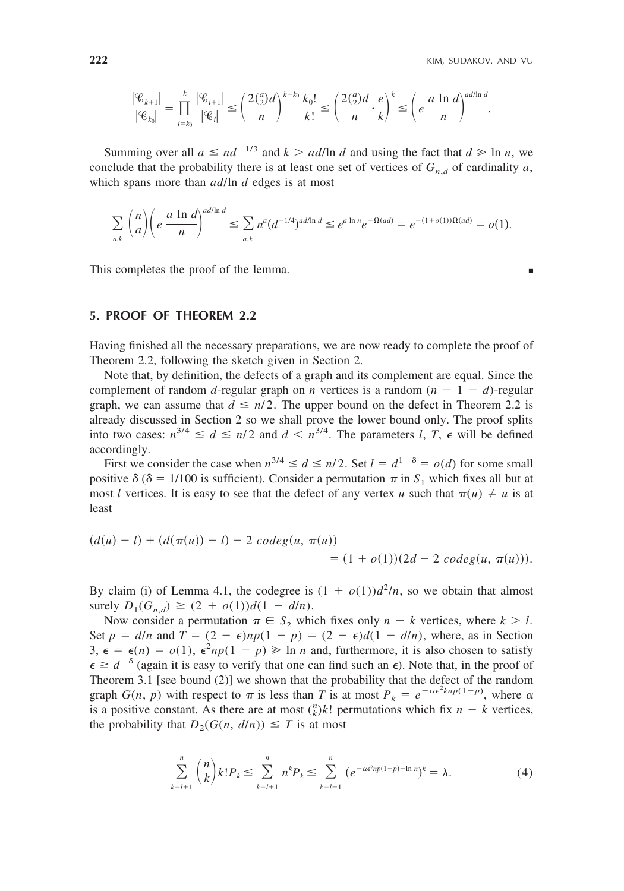$$\frac{|\mathcal{C}_{k+1}|}{|\mathcal{C}_{k_0}|} = \prod_{i=k_0}^{k} \frac{|\mathcal{C}_{i+1}|}{|\mathcal{C}_i|} \le \left(\frac{2\binom{a}{2}d}{n}\right)^{k-k_0} \frac{k_0!}{k!} \le \left(\frac{2\binom{a}{2}d}{n} \cdot \frac{e}{k}\right)^k \le \left(e\,\frac{a \ln d}{n}\right)^{ad/\ln d}.$$

Summing over all $a \le nd^{-1/3}$ and $k > ad/\ln d$ and using the fact that $d \gg \ln n$, we conclude that the probability there is at least one set of vertices of $G_{n,d}$ of cardinality $a$, which spans more than $ad/\ln d$ edges is at most

$$\sum_{a,k} \binom{n}{a}\left(e\,\frac{a \ln d}{n}\right)^{ad/\ln d} \le \sum_{a,k} n^a (d^{-1/4})^{ad/\ln d} \le e^{a \ln n} e^{-\Omega(ad)} = e^{-(1+o(1))\Omega(ad)} = o(1).$$

This completes the proof of the lemma. ∎

## 5. PROOF OF THEOREM 2.2

Having finished all the necessary preparations, we are now ready to complete the proof of Theorem 2.2, following the sketch given in Section 2.

Note that, by definition, the defects of a graph and its complement are equal. Since the complement of random $d$-regular graph on $n$ vertices is a random $(n - 1 - d)$-regular graph, we can assume that $d \le n/2$. The upper bound on the defect in Theorem 2.2 is already discussed in Section 2 so we shall prove the lower bound only. The proof splits into two cases: $n^{3/4} \le d \le n/2$ and $d < n^{3/4}$. The parameters $l$, $T$, $\epsilon$ will be defined accordingly.

First we consider the case when $n^{3/4} \le d \le n/2$. Set $l = d^{1-\delta} = o(d)$ for some small positive $\delta$ ($\delta = 1/100$ is sufficient). Consider a permutation $\pi$ in $S_1$ which fixes all but at most $l$ vertices. It is easy to see that the defect of any vertex $u$ such that $\pi(u) \ne u$ is at least

$$(d(u) - l) + (d(\pi(u)) - l) - 2\, codeg(u, \pi(u)) = (1 + o(1))(2d - 2\, codeg(u, \pi(u))).$$

By claim (i) of Lemma 4.1, the codegree is $(1 + o(1))d^2/n$, so we obtain that almost surely $D_1(G_{n,d}) \ge (2 + o(1))d(1 - d/n)$.

Now consider a permutation $\pi \in S_2$ which fixes only $n - k$ vertices, where $k > l$. Set $p = d/n$ and $T = (2 - \epsilon)np(1 - p) = (2 - \epsilon)d(1 - d/n)$, where, as in Section 3, $\epsilon = \epsilon(n) = o(1)$, $\epsilon^2 np(1 - p) \gg \ln n$ and, furthermore, it is also chosen to satisfy $\epsilon \ge d^{-\delta}$ (again it is easy to verify that one can find such an $\epsilon$). Note that, in the proof of Theorem 3.1 [see bound (2)] we shown that the probability that the defect of the random graph $G(n, p)$ with respect to $\pi$ is less than $T$ is at most $P_k = e^{-\alpha\epsilon^2 knp(1-p)}$, where $\alpha$ is a positive constant. As there are at most $\binom{n}{k}k!$ permutations which fix $n - k$ vertices, the probability that $D_2(G(n, d/n)) \le T$ is at most

$$\sum_{k=l+1}^{n} \binom{n}{k} k! P_k \le \sum_{k=l+1}^{n} n^k P_k \le \sum_{k=l+1}^{n} (e^{-\alpha\epsilon^2 np(1-p) - \ln n})^k = \lambda. \tag{4}$$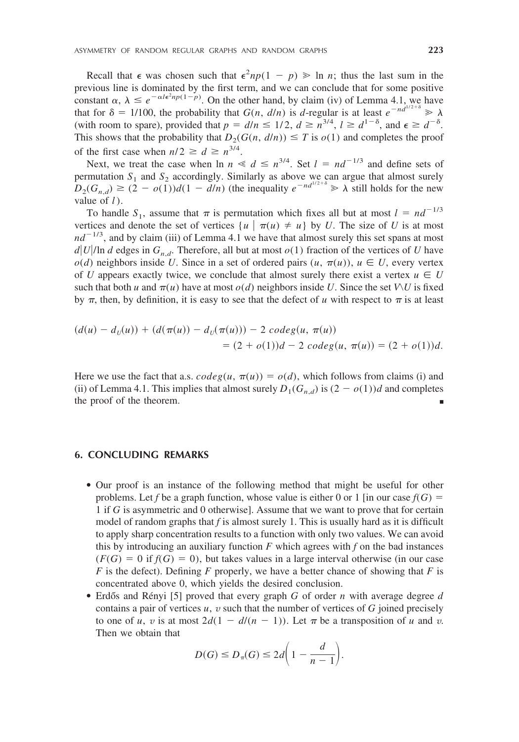Recall that $\epsilon$ was chosen such that $\epsilon^2 np(1-p) \gg \ln n$; thus the last sum in the previous line is dominated by the first term, and we can conclude that for some positive constant $\alpha$, $\lambda \leq e^{-\alpha l \epsilon^2 np(1-p)}$. On the other hand, by claim (iv) of Lemma 4.1, we have that for $\delta = 1/100$, the probability that $G(n, d/n)$ is $d$-regular is at least $e^{-nd^{1/2+\delta}} \gg \lambda$ (with room to spare), provided that $p = d/n \leq 1/2$, $d \geq n^{3/4}$, $l \geq d^{1-\delta}$, and $\epsilon \geq d^{-\delta}$. This shows that the probability that $D_2(G(n, d/n)) \leq T$ is $o(1)$ and completes the proof of the first case when $n/2 \geq d \geq n^{3/4}$.

Next, we treat the case when $\ln n \ll d \leq n^{3/4}$. Set $l = nd^{-1/3}$ and define sets of permutation $S_1$ and $S_2$ accordingly. Similarly as above we can argue that almost surely $D_2(G_{n,d}) \geq (2 - o(1))d(1 - d/n)$ (the inequality $e^{-nd^{1/2+\delta}} \gg \lambda$ still holds for the new value of $l$).

To handle $S_1$, assume that $\pi$ is permutation which fixes all but at most $l = nd^{-1/3}$ vertices and denote the set of vertices $\{u \mid \pi(u) \neq u\}$ by $U$. The size of $U$ is at most $nd^{-1/3}$, and by claim (iii) of Lemma 4.1 we have that almost surely this set spans at most $d|U|/\ln d$ edges in $G_{n,d}$. Therefore, all but at most $o(1)$ fraction of the vertices of $U$ have $o(d)$ neighbors inside $U$. Since in a set of ordered pairs $(u, \pi(u))$, $u \in U$, every vertex of $U$ appears exactly twice, we conclude that almost surely there exist a vertex $u \in U$ such that both $u$ and $\pi(u)$ have at most $o(d)$ neighbors inside $U$. Since the set $V \backslash U$ is fixed by $\pi$, then, by definition, it is easy to see that the defect of $u$ with respect to $\pi$ is at least

$$
\begin{aligned}
(d(u) - d_U(u)) + (d(\pi(u)) - d_U(\pi(u))) - 2\, codeg(u, \pi(u)) \\
= (2 + o(1))d - 2\, codeg(u, \pi(u)) = (2 + o(1))d.
\end{aligned}
$$

Here we use the fact that a.s. $codeg(u, \pi(u)) = o(d)$, which follows from claims (i) and (ii) of Lemma 4.1. This implies that almost surely $D_1(G_{n,d})$ is $(2 - o(1))d$ and completes the proof of the theorem. ∎

## 6. CONCLUDING REMARKS

- Our proof is an instance of the following method that might be useful for other problems. Let $f$ be a graph function, whose value is either 0 or 1 [in our case $f(G) = 1$ if $G$ is asymmetric and 0 otherwise]. Assume that we want to prove that for certain model of random graphs that $f$ is almost surely 1. This is usually hard as it is difficult to apply sharp concentration results to a function with only two values. We can avoid this by introducing an auxiliary function $F$ which agrees with $f$ on the bad instances ($F(G) = 0$ if $f(G) = 0$), but takes values in a large interval otherwise (in our case $F$ is the defect). Defining $F$ properly, we have a better chance of showing that $F$ is concentrated above 0, which yields the desired conclusion.
- Erdős and Rényi [5] proved that every graph $G$ of order $n$ with average degree $d$ contains a pair of vertices $u$, $v$ such that the number of vertices of $G$ joined precisely to one of $u$, $v$ is at most $2d(1 - d/(n-1))$. Let $\pi$ be a transposition of $u$ and $v$. Then we obtain that

$$
D(G) \leq D_\pi(G) \leq 2d\left(1 - \frac{d}{n-1}\right).
$$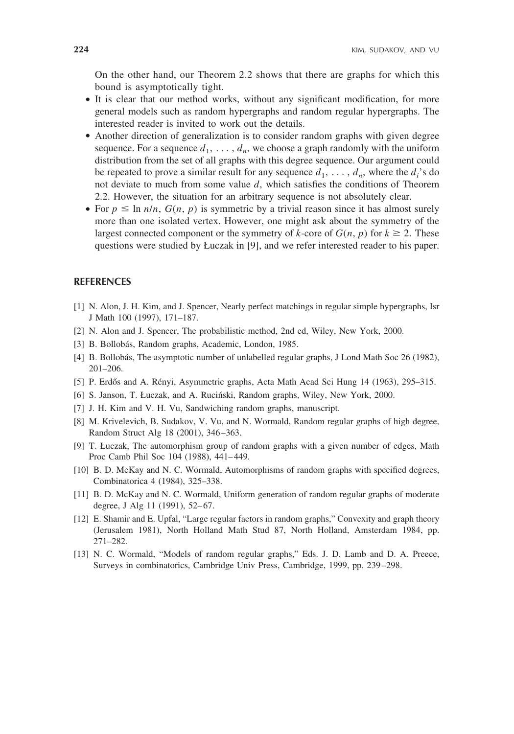On the other hand, our Theorem 2.2 shows that there are graphs for which this bound is asymptotically tight.

- It is clear that our method works, without any significant modification, for more general models such as random hypergraphs and random regular hypergraphs. The interested reader is invited to work out the details.
- Another direction of generalization is to consider random graphs with given degree sequence. For a sequence $d_1, \ldots, d_n$, we choose a graph randomly with the uniform distribution from the set of all graphs with this degree sequence. Our argument could be repeated to prove a similar result for any sequence $d_1, \ldots, d_n$, where the $d_i$'s do not deviate to much from some value $d$, which satisfies the conditions of Theorem 2.2. However, the situation for an arbitrary sequence is not absolutely clear.
- For $p \leq \ln n/n$, $G(n, p)$ is symmetric by a trivial reason since it has almost surely more than one isolated vertex. However, one might ask about the symmetry of the largest connected component or the symmetry of $k$-core of $G(n, p)$ for $k \geq 2$. These questions were studied by Łuczak in [9], and we refer interested reader to his paper.

## REFERENCES

[1] N. Alon, J. H. Kim, and J. Spencer, Nearly perfect matchings in regular simple hypergraphs, Isr J Math 100 (1997), 171–187.

[2] N. Alon and J. Spencer, The probabilistic method, 2nd ed, Wiley, New York, 2000.

[3] B. Bollobás, Random graphs, Academic, London, 1985.

[4] B. Bollobás, The asymptotic number of unlabelled regular graphs, J Lond Math Soc 26 (1982), 201–206.

[5] P. Erdős and A. Rényi, Asymmetric graphs, Acta Math Acad Sci Hung 14 (1963), 295–315.

[6] S. Janson, T. Łuczak, and A. Ruciński, Random graphs, Wiley, New York, 2000.

[7] J. H. Kim and V. H. Vu, Sandwiching random graphs, manuscript.

[8] M. Krivelevich, B. Sudakov, V. Vu, and N. Wormald, Random regular graphs of high degree, Random Struct Alg 18 (2001), 346–363.

[9] T. Łuczak, The automorphism group of random graphs with a given number of edges, Math Proc Camb Phil Soc 104 (1988), 441–449.

[10] B. D. McKay and N. C. Wormald, Automorphisms of random graphs with specified degrees, Combinatorica 4 (1984), 325–338.

[11] B. D. McKay and N. C. Wormald, Uniform generation of random regular graphs of moderate degree, J Alg 11 (1991), 52–67.

[12] E. Shamir and E. Upfal, "Large regular factors in random graphs," Convexity and graph theory (Jerusalem 1981), North Holland Math Stud 87, North Holland, Amsterdam 1984, pp. 271–282.

[13] N. C. Wormald, "Models of random regular graphs," Eds. J. D. Lamb and D. A. Preece, Surveys in combinatorics, Cambridge Univ Press, Cambridge, 1999, pp. 239–298.